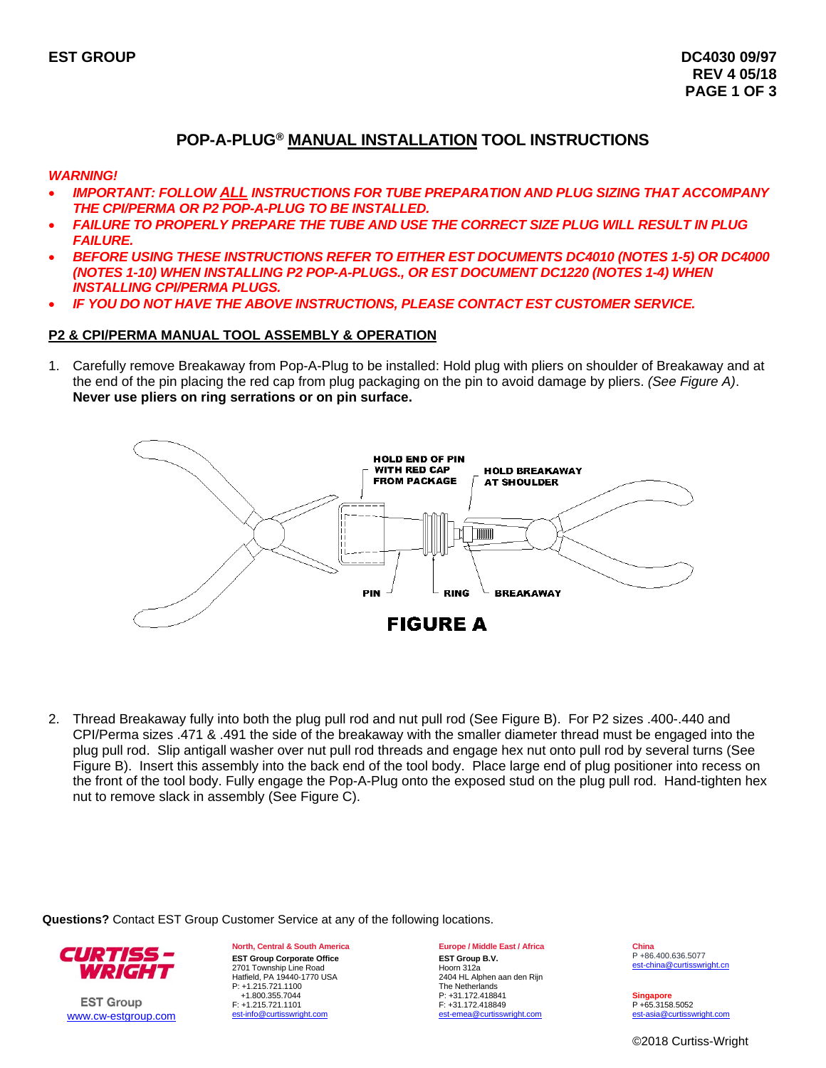EST GROUP

DC4030 09/97
REV 4 05/18

# POP-A-PLUG® MANUAL INSTALLATION TOOL INSTRUCTIONS

***WARNING!***

- ***IMPORTANT: FOLLOW ALL INSTRUCTIONS FOR TUBE PREPARATION AND PLUG SIZING THAT ACCOMPANY THE CPI/PERMA OR P2 POP-A-PLUG TO BE INSTALLED.***
- ***FAILURE TO PROPERLY PREPARE THE TUBE AND USE THE CORRECT SIZE PLUG WILL RESULT IN PLUG FAILURE.***
- ***BEFORE USING THESE INSTRUCTIONS REFER TO EITHER EST DOCUMENTS DC4010 (NOTES 1-5) OR DC4000 (NOTES 1-10) WHEN INSTALLING P2 POP-A-PLUGS., OR EST DOCUMENT DC1220 (NOTES 1-4) WHEN INSTALLING CPI/PERMA PLUGS.***
- ***IF YOU DO NOT HAVE THE ABOVE INSTRUCTIONS, PLEASE CONTACT EST CUSTOMER SERVICE.***

## P2 & CPI/PERMA MANUAL TOOL ASSEMBLY & OPERATION

1. Carefully remove Breakaway from Pop-A-Plug to be installed: Hold plug with pliers on shoulder of Breakaway and at the end of the pin placing the red cap from plug packaging on the pin to avoid damage by pliers. *(See Figure A)*. **Never use pliers on ring serrations or on pin surface.**

HOLD END OF PIN WITH RED CAP FROM PACKAGE | HOLD BREAKAWAY AT SHOULDER | PIN | RING | BREAKAWAY

**FIGURE A**

2. Thread Breakaway fully into both the plug pull rod and nut pull rod (See Figure B). For P2 sizes .400-.440 and CPI/Perma sizes .471 & .491 the side of the breakaway with the smaller diameter thread must be engaged into the plug pull rod. Slip antigall washer over nut pull rod threads and engage hex nut onto pull rod by several turns (See Figure B). Insert this assembly into the back end of the tool body. Place large end of plug positioner into recess on the front of the tool body. Fully engage the Pop-A-Plug onto the exposed stud on the plug pull rod. Hand-tighten hex nut to remove slack in assembly (See Figure C).

**Questions?** Contact EST Group Customer Service at any of the following locations.

CURTISS-WRIGHT
EST Group
www.cw-estgroup.com

**North, Central & South America**
**EST Group Corporate Office**
2701 Township Line Road
Hatfield, PA 19440-1770 USA
P: +1.215.721.1100
+1.800.355.7044
F: +1.215.721.1101
est-info@curtisswright.com

**Europe / Middle East / Africa**
**EST Group B.V.**
Hoorn 312a
2404 HL Alphen aan den Rijn
The Netherlands
P: +31.172.418841
F: +31.172.418849
est-emea@curtisswright.com

**China**
P +86.400.636.5077
est-china@curtisswright.cn

**Singapore**
P +65.3158.5052
est-asia@curtisswright.com

©2018 Curtiss-Wright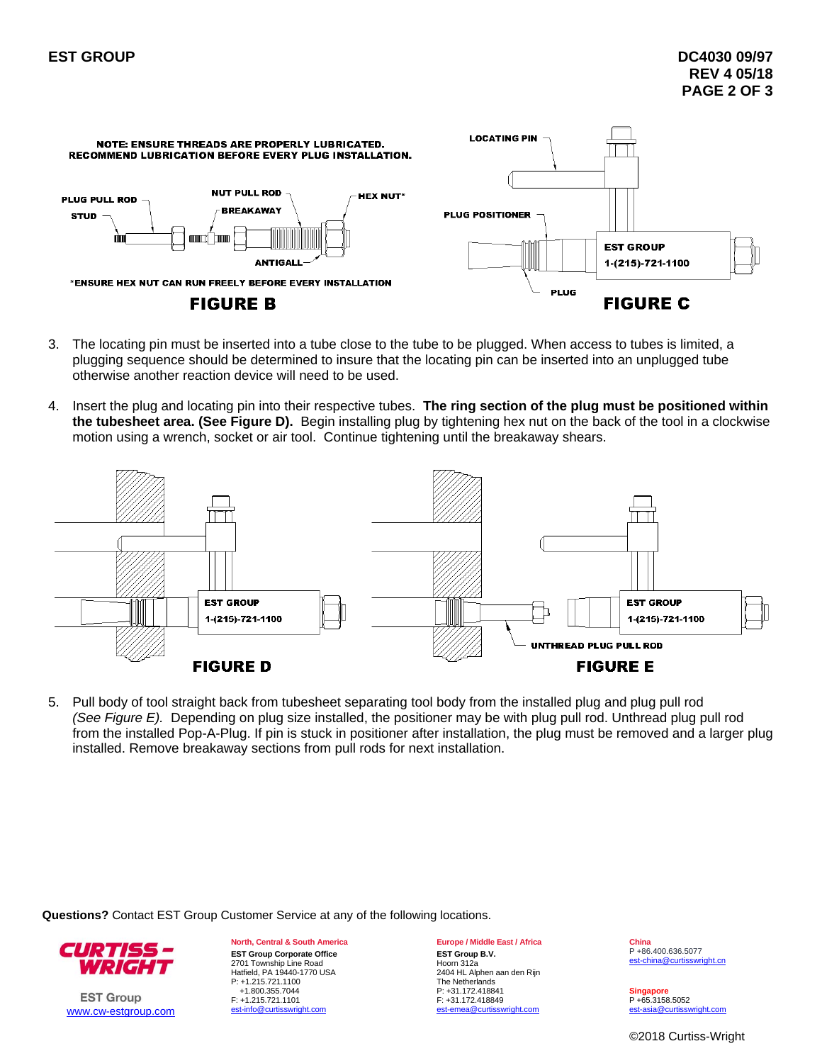NOTE: ENSURE THREADS ARE PROPERLY LUBRICATED.
RECOMMEND LUBRICATION BEFORE EVERY PLUG INSTALLATION.

PLUG PULL ROD
STUD
NUT PULL ROD
BREAKAWAY
HEX NUT*
ANTIGALL

*ENSURE HEX NUT CAN RUN FREELY BEFORE EVERY INSTALLATION

**FIGURE B**

LOCATING PIN
PLUG POSITIONER
EST GROUP
1-(215)-721-1100
PLUG

**FIGURE C**

3. The locating pin must be inserted into a tube close to the tube to be plugged. When access to tubes is limited, a plugging sequence should be determined to insure that the locating pin can be inserted into an unplugged tube otherwise another reaction device will need to be used.

4. Insert the plug and locating pin into their respective tubes. **The ring section of the plug must be positioned within the tubesheet area. (See Figure D).** Begin installing plug by tightening hex nut on the back of the tool in a clockwise motion using a wrench, socket or air tool. Continue tightening until the breakaway shears.

EST GROUP
1-(215)-721-1100

**FIGURE D**

EST GROUP
1-(215)-721-1100
UNTHREAD PLUG PULL ROD

**FIGURE E**

5. Pull body of tool straight back from tubesheet separating tool body from the installed plug and plug pull rod *(See Figure E).* Depending on plug size installed, the positioner may be with plug pull rod. Unthread plug pull rod from the installed Pop-A-Plug. If pin is stuck in positioner after installation, the plug must be removed and a larger plug installed. Remove breakaway sections from pull rods for next installation.

**Questions?** Contact EST Group Customer Service at any of the following locations.

CURTISS-WRIGHT
EST Group
www.cw-estgroup.com

**North, Central & South America**
**EST Group Corporate Office**
2701 Township Line Road
Hatfield, PA 19440-1770 USA
P: +1.215.721.1100
+1.800.355.7044
F: +1.215.721.1101
est-info@curtisswright.com

**Europe / Middle East / Africa**
**EST Group B.V.**
Hoorn 312a
2404 HL Alphen aan den Rijn
The Netherlands
P: +31.172.418841
F: +31.172.418849
est-emea@curtisswright.com

**China**
P +86.400.636.5077
est-china@curtisswright.cn

**Singapore**
P +65.3158.5052
est-asia@curtisswright.com

©2018 Curtiss-Wright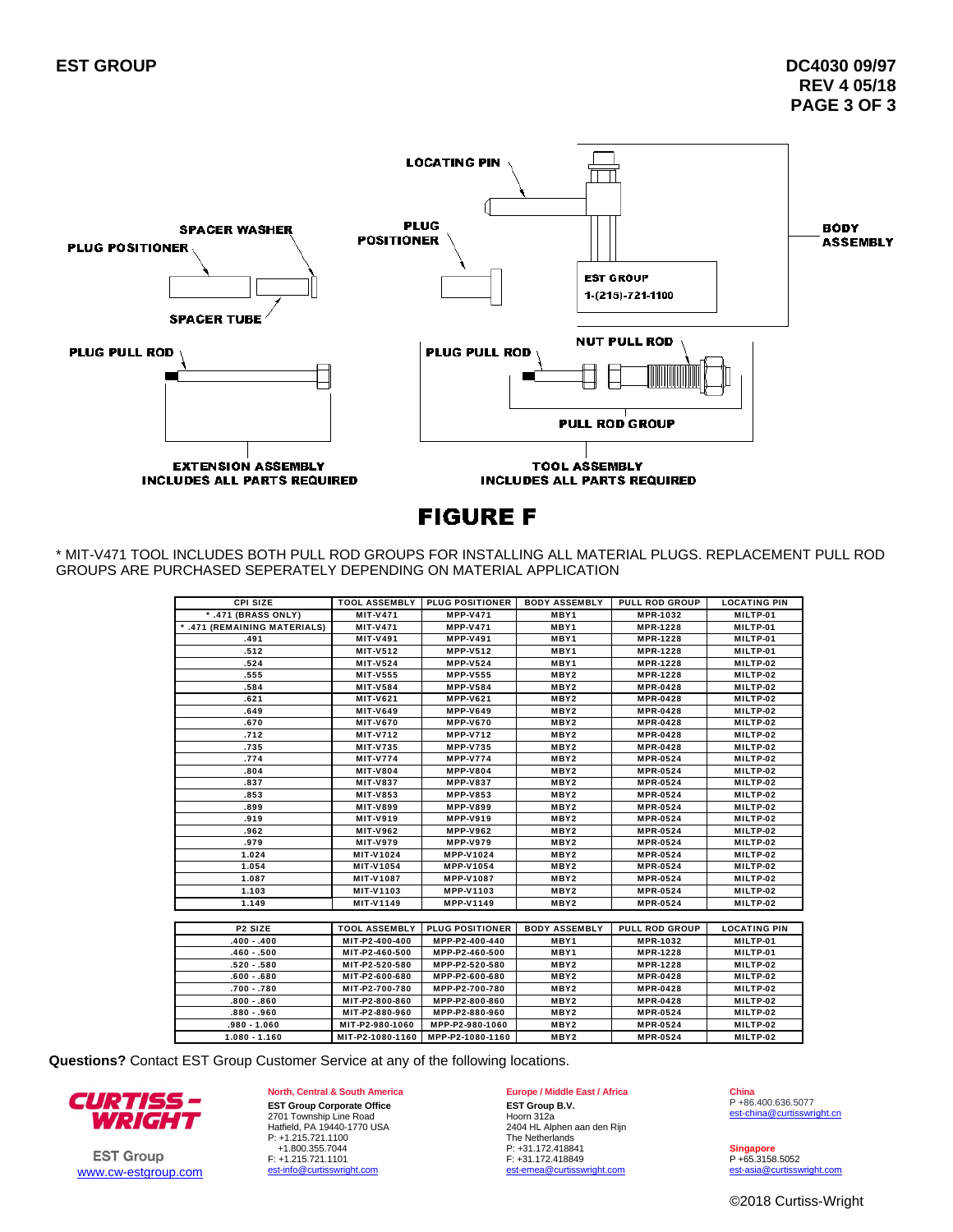# EST GROUP

DC4030 09/97
REV 4 05/18

LOCATING PIN

SPACER WASHER

PLUG POSITIONER

PLUG POSITIONER

BODY ASSEMBLY

EST GROUP
1-(215)-721-1100

SPACER TUBE

PLUG PULL ROD

PLUG PULL ROD

NUT PULL ROD

PULL ROD GROUP

EXTENSION ASSEMBLY
INCLUDES ALL PARTS REQUIRED

TOOL ASSEMBLY
INCLUDES ALL PARTS REQUIRED

## FIGURE F

* MIT-V471 TOOL INCLUDES BOTH PULL ROD GROUPS FOR INSTALLING ALL MATERIAL PLUGS. REPLACEMENT PULL ROD GROUPS ARE PURCHASED SEPERATELY DEPENDING ON MATERIAL APPLICATION

| CPI SIZE | TOOL ASSEMBLY | PLUG POSITIONER | BODY ASSEMBLY | PULL ROD GROUP | LOCATING PIN |
|---|---|---|---|---|---|
| * .471 (BRASS ONLY) | MIT-V471 | MPP-V471 | MBY1 | MPR-1032 | MILTP-01 |
| * .471 (REMAINING MATERIALS) | MIT-V471 | MPP-V471 | MBY1 | MPR-1228 | MILTP-01 |
| .491 | MIT-V491 | MPP-V491 | MBY1 | MPR-1228 | MILTP-01 |
| .512 | MIT-V512 | MPP-V512 | MBY1 | MPR-1228 | MILTP-01 |
| .524 | MIT-V524 | MPP-V524 | MBY1 | MPR-1228 | MILTP-02 |
| .555 | MIT-V555 | MPP-V555 | MBY2 | MPR-1228 | MILTP-02 |
| .584 | MIT-V584 | MPP-V584 | MBY2 | MPR-0428 | MILTP-02 |
| .621 | MIT-V621 | MPP-V621 | MBY2 | MPR-0428 | MILTP-02 |
| .649 | MIT-V649 | MPP-V649 | MBY2 | MPR-0428 | MILTP-02 |
| .670 | MIT-V670 | MPP-V670 | MBY2 | MPR-0428 | MILTP-02 |
| .712 | MIT-V712 | MPP-V712 | MBY2 | MPR-0428 | MILTP-02 |
| .735 | MIT-V735 | MPP-V735 | MBY2 | MPR-0428 | MILTP-02 |
| .774 | MIT-V774 | MPP-V774 | MBY2 | MPR-0524 | MILTP-02 |
| .804 | MIT-V804 | MPP-V804 | MBY2 | MPR-0524 | MILTP-02 |
| .837 | MIT-V837 | MPP-V837 | MBY2 | MPR-0524 | MILTP-02 |
| .853 | MIT-V853 | MPP-V853 | MBY2 | MPR-0524 | MILTP-02 |
| .899 | MIT-V899 | MPP-V899 | MBY2 | MPR-0524 | MILTP-02 |
| .919 | MIT-V919 | MPP-V919 | MBY2 | MPR-0524 | MILTP-02 |
| .962 | MIT-V962 | MPP-V962 | MBY2 | MPR-0524 | MILTP-02 |
| .979 | MIT-V979 | MPP-V979 | MBY2 | MPR-0524 | MILTP-02 |
| 1.024 | MIT-V1024 | MPP-V1024 | MBY2 | MPR-0524 | MILTP-02 |
| 1.054 | MIT-V1054 | MPP-V1054 | MBY2 | MPR-0524 | MILTP-02 |
| 1.087 | MIT-V1087 | MPP-V1087 | MBY2 | MPR-0524 | MILTP-02 |
| 1.103 | MIT-V1103 | MPP-V1103 | MBY2 | MPR-0524 | MILTP-02 |
| 1.149 | MIT-V1149 | MPP-V1149 | MBY2 | MPR-0524 | MILTP-02 |

| P2 SIZE | TOOL ASSEMBLY | PLUG POSITIONER | BODY ASSEMBLY | PULL ROD GROUP | LOCATING PIN |
|---|---|---|---|---|---|
| .400 - .400 | MIT-P2-400-400 | MPP-P2-400-440 | MBY1 | MPR-1032 | MILTP-01 |
| .460 - .500 | MIT-P2-460-500 | MPP-P2-460-500 | MBY1 | MPR-1228 | MILTP-01 |
| .520 - .580 | MIT-P2-520-580 | MPP-P2-520-580 | MBY2 | MPR-1228 | MILTP-02 |
| .600 - .680 | MIT-P2-600-680 | MPP-P2-600-680 | MBY2 | MPR-0428 | MILTP-02 |
| .700 - .780 | MIT-P2-700-780 | MPP-P2-700-780 | MBY2 | MPR-0428 | MILTP-02 |
| .800 - .860 | MIT-P2-800-860 | MPP-P2-800-860 | MBY2 | MPR-0428 | MILTP-02 |
| .880 - .960 | MIT-P2-880-960 | MPP-P2-880-960 | MBY2 | MPR-0524 | MILTP-02 |
| .980 - 1.060 | MIT-P2-980-1060 | MPP-P2-980-1060 | MBY2 | MPR-0524 | MILTP-02 |
| 1.080 - 1.160 | MIT-P2-1080-1160 | MPP-P2-1080-1160 | MBY2 | MPR-0524 | MILTP-02 |

**Questions?** Contact EST Group Customer Service at any of the following locations.

CURTISS-WRIGHT
EST Group
www.cw-estgroup.com

**North, Central & South America**
**EST Group Corporate Office**
2701 Township Line Road
Hatfield, PA 19440-1770 USA
P: +1.215.721.1100
+1.800.355.7044
F: +1.215.721.1101
est-info@curtisswright.com

**Europe / Middle East / Africa**
**EST Group B.V.**
Hoorn 312a
2404 HL Alphen aan den Rijn
The Netherlands
P: +31.172.418841
F: +31.172.418849
est-emea@curtisswright.com

**China**
P +86.400.636.5077
est-china@curtisswright.cn

**Singapore**
P +65.3158.5052
est-asia@curtisswright.com

©2018 Curtiss-Wright